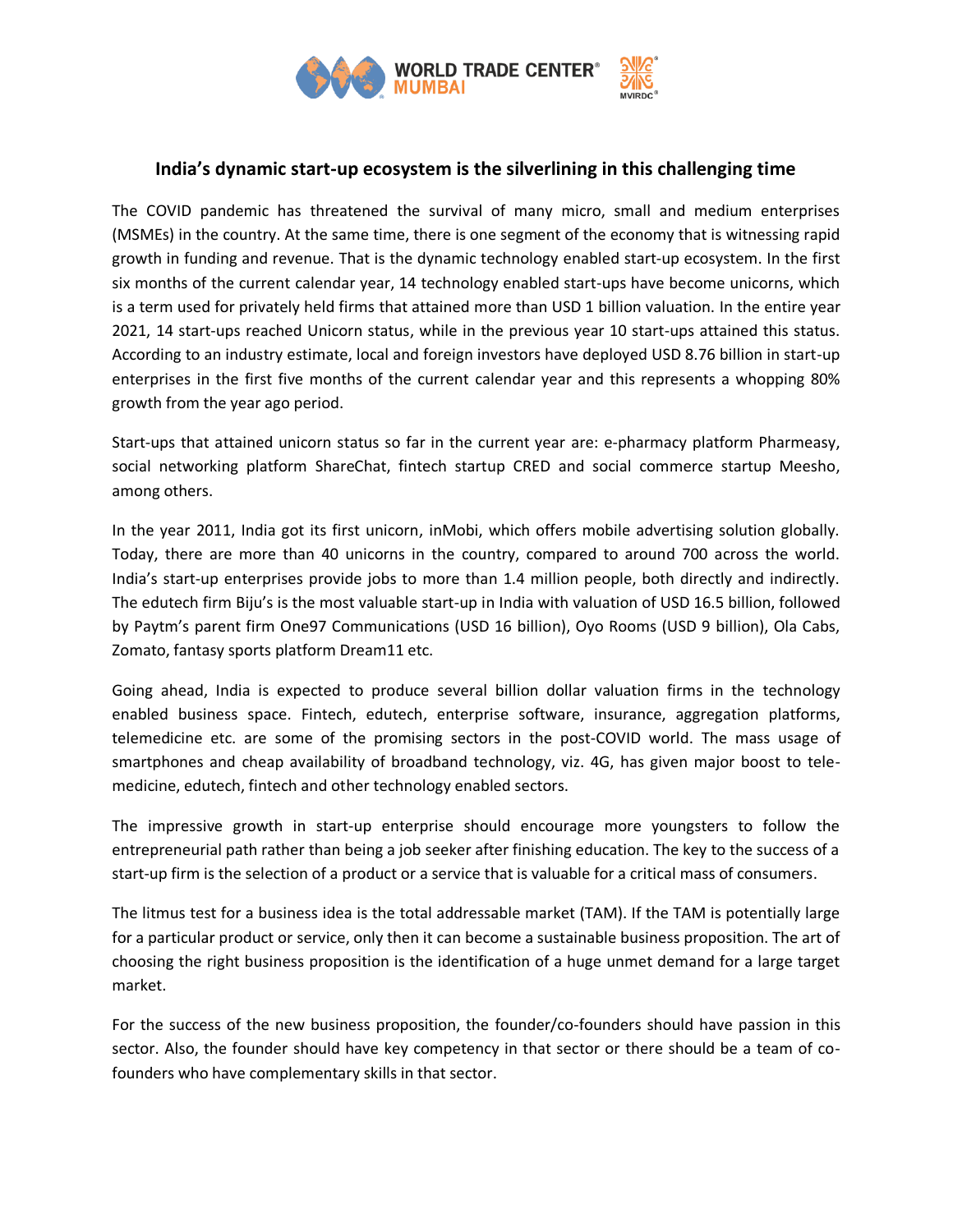# India's dynamic start-up ecosystem is the silverlining in this challenging time

The COVID pandemic has threatened the survival of many micro, small and medium enterprises (MSMEs) in the country. At the same time, there is one segment of the economy that is witnessing rapid growth in funding and revenue. That is the dynamic technology enabled start-up ecosystem. In the first six months of the current calendar year, 14 technology enabled start-ups have become unicorns, which is a term used for privately held firms that attained more than USD 1 billion valuation. In the entire year 2021, 14 start-ups reached Unicorn status, while in the previous year 10 start-ups attained this status. According to an industry estimate, local and foreign investors have deployed USD 8.76 billion in start-up enterprises in the first five months of the current calendar year and this represents a whopping 80% growth from the year ago period.

Start-ups that attained unicorn status so far in the current year are: e-pharmacy platform Pharmeasy, social networking platform ShareChat, fintech startup CRED and social commerce startup Meesho, among others.

In the year 2011, India got its first unicorn, inMobi, which offers mobile advertising solution globally. Today, there are more than 40 unicorns in the country, compared to around 700 across the world. India's start-up enterprises provide jobs to more than 1.4 million people, both directly and indirectly. The edutech firm Biju's is the most valuable start-up in India with valuation of USD 16.5 billion, followed by Paytm's parent firm One97 Communications (USD 16 billion), Oyo Rooms (USD 9 billion), Ola Cabs, Zomato, fantasy sports platform Dream11 etc.

Going ahead, India is expected to produce several billion dollar valuation firms in the technology enabled business space. Fintech, edutech, enterprise software, insurance, aggregation platforms, telemedicine etc. are some of the promising sectors in the post-COVID world. The mass usage of smartphones and cheap availability of broadband technology, viz. 4G, has given major boost to tele-medicine, edutech, fintech and other technology enabled sectors.

The impressive growth in start-up enterprise should encourage more youngsters to follow the entrepreneurial path rather than being a job seeker after finishing education. The key to the success of a start-up firm is the selection of a product or a service that is valuable for a critical mass of consumers.

The litmus test for a business idea is the total addressable market (TAM). If the TAM is potentially large for a particular product or service, only then it can become a sustainable business proposition. The art of choosing the right business proposition is the identification of a huge unmet demand for a large target market.

For the success of the new business proposition, the founder/co-founders should have passion in this sector. Also, the founder should have key competency in that sector or there should be a team of co-founders who have complementary skills in that sector.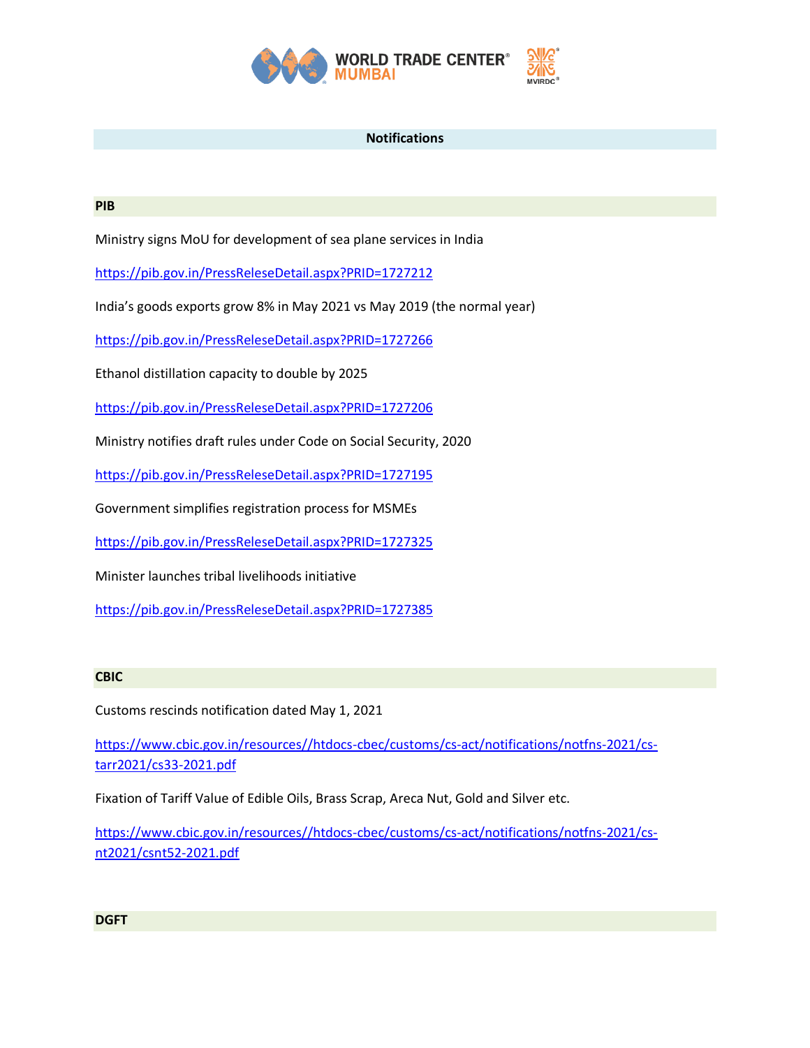## Notifications

### PIB

Ministry signs MoU for development of sea plane services in India

https://pib.gov.in/PressReleseDetail.aspx?PRID=1727212

India's goods exports grow 8% in May 2021 vs May 2019 (the normal year)

https://pib.gov.in/PressReleseDetail.aspx?PRID=1727266

Ethanol distillation capacity to double by 2025

https://pib.gov.in/PressReleseDetail.aspx?PRID=1727206

Ministry notifies draft rules under Code on Social Security, 2020

https://pib.gov.in/PressReleseDetail.aspx?PRID=1727195

Government simplifies registration process for MSMEs

https://pib.gov.in/PressReleseDetail.aspx?PRID=1727325

Minister launches tribal livelihoods initiative

https://pib.gov.in/PressReleseDetail.aspx?PRID=1727385

### CBIC

Customs rescinds notification dated May 1, 2021

https://www.cbic.gov.in/resources//htdocs-cbec/customs/cs-act/notifications/notfns-2021/cs-tarr2021/cs33-2021.pdf

Fixation of Tariff Value of Edible Oils, Brass Scrap, Areca Nut, Gold and Silver etc.

https://www.cbic.gov.in/resources//htdocs-cbec/customs/cs-act/notifications/notfns-2021/cs-nt2021/csnt52-2021.pdf

### DGFT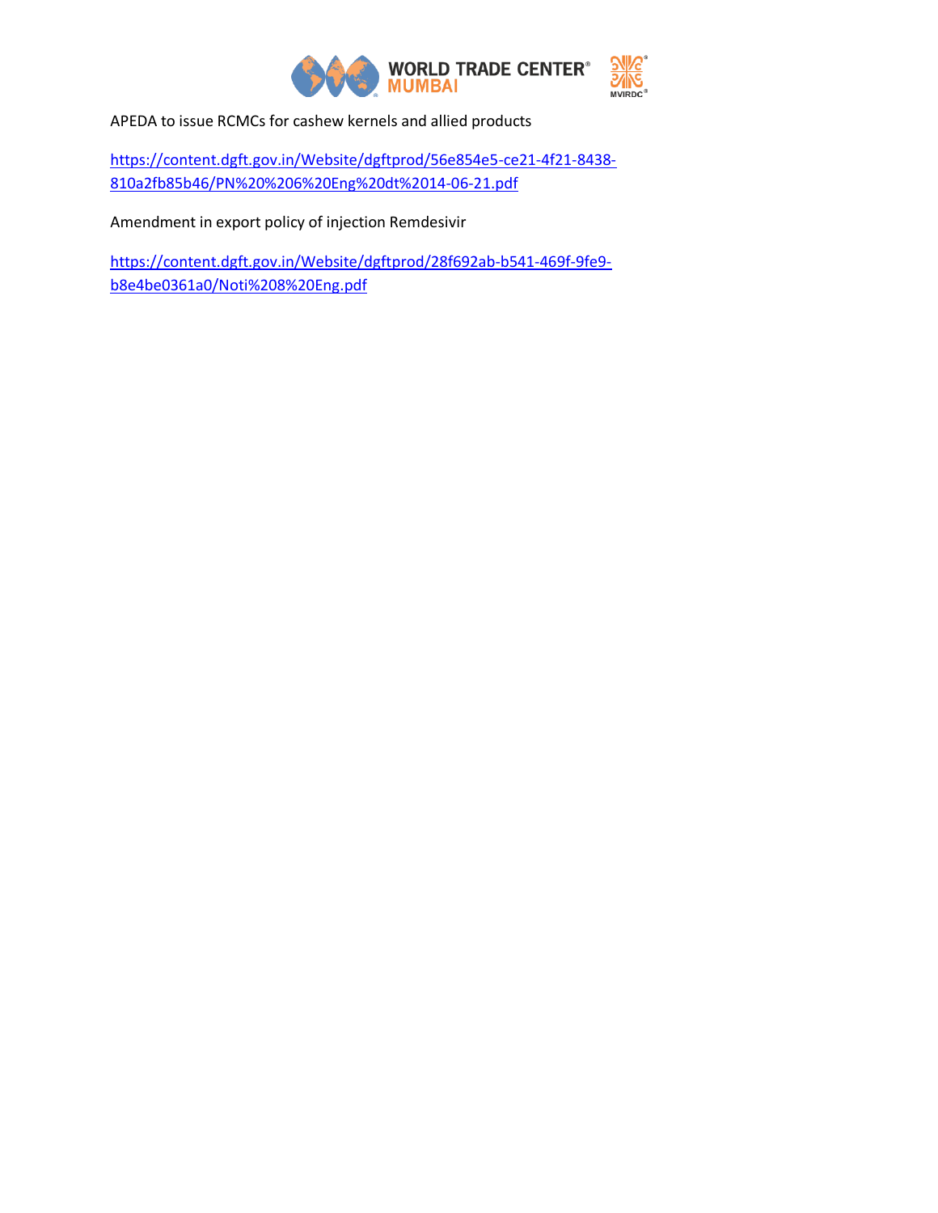APEDA to issue RCMCs for cashew kernels and allied products

https://content.dgft.gov.in/Website/dgftprod/56e854e5-ce21-4f21-8438-810a2fb85b46/PN%20%206%20Eng%20dt%2014-06-21.pdf

Amendment in export policy of injection Remdesivir

https://content.dgft.gov.in/Website/dgftprod/28f692ab-b541-469f-9fe9-b8e4be0361a0/Noti%208%20Eng.pdf